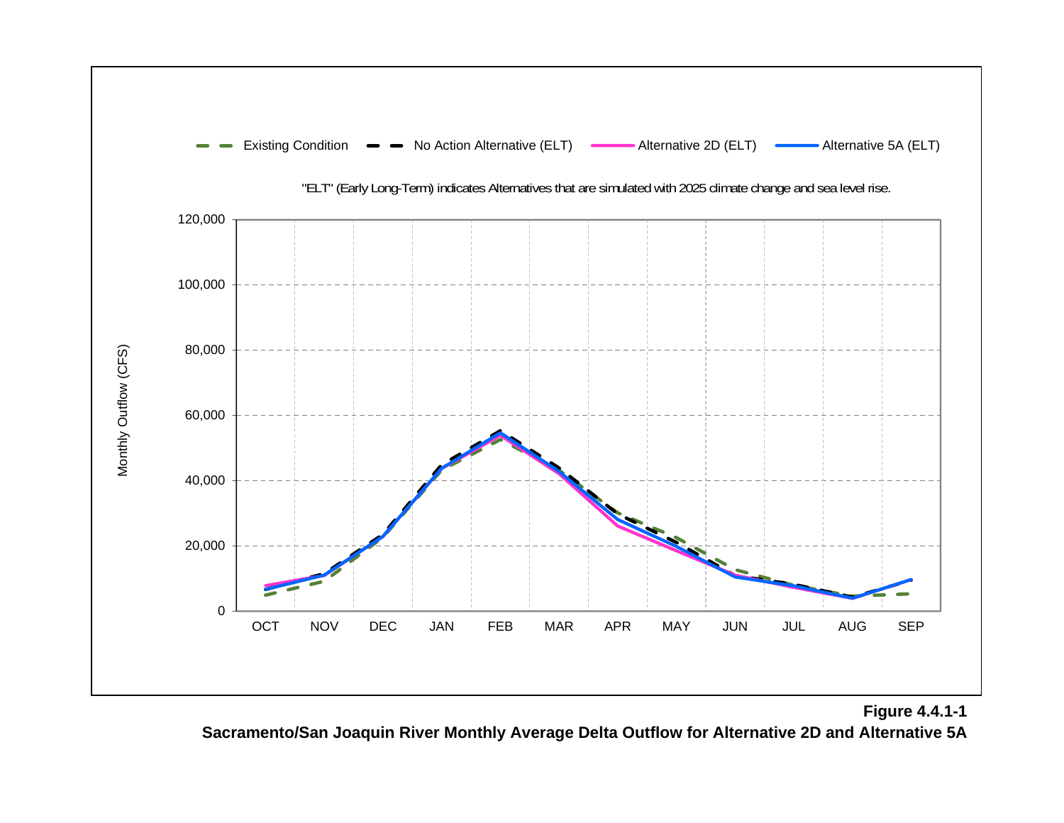Existing Condition | No Action Alternative (ELT) | Alternative 2D (ELT) | Alternative 5A (ELT)

"ELT" (Early Long-Term) indicates Alternatives that are simulated with 2025 climate change and sea level rise.

Monthly Outflow (CFS)

120,000
100,000
80,000
60,000
40,000
20,000
0

OCT NOV DEC JAN FEB MAR APR MAY JUN JUL AUG SEP

**Figure 4.4.1-1**

**Sacramento/San Joaquin River Monthly Average Delta Outflow for Alternative 2D and Alternative 5A**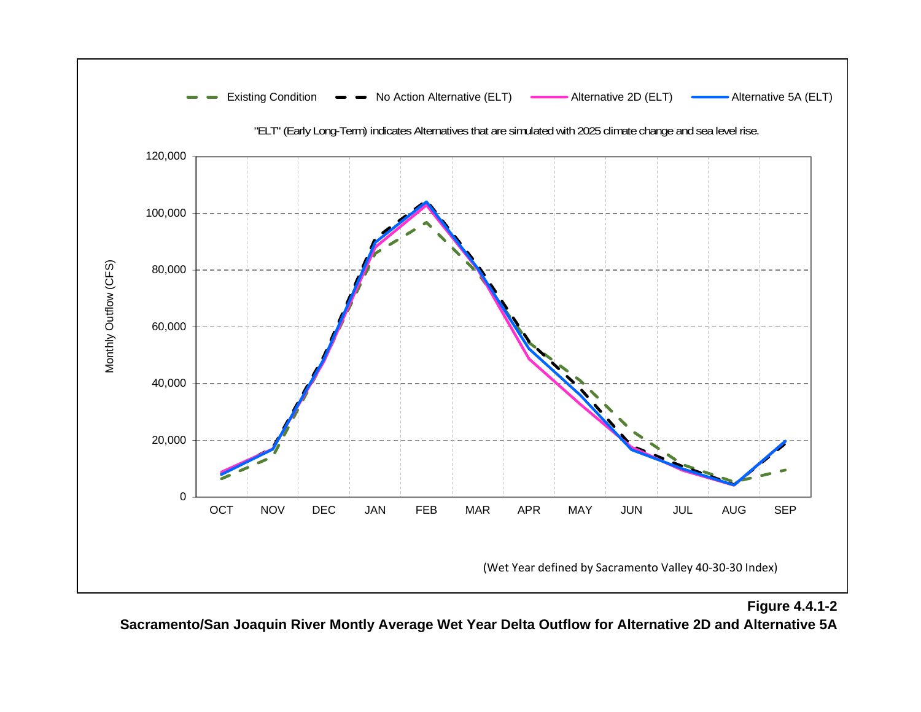Existing Condition — No Action Alternative (ELT) — Alternative 2D (ELT) — Alternative 5A (ELT)

"ELT" (Early Long-Term) indicates Alternatives that are simulated with 2025 climate change and sea level rise.

Monthly Outflow (CFS)

120,000
100,000
80,000
60,000
40,000
20,000
0

OCT NOV DEC JAN FEB MAR APR MAY JUN JUL AUG SEP

(Wet Year defined by Sacramento Valley 40-30-30 Index)

**Figure 4.4.1-2**
**Sacramento/San Joaquin River Montly Average Wet Year Delta Outflow for Alternative 2D and Alternative 5A**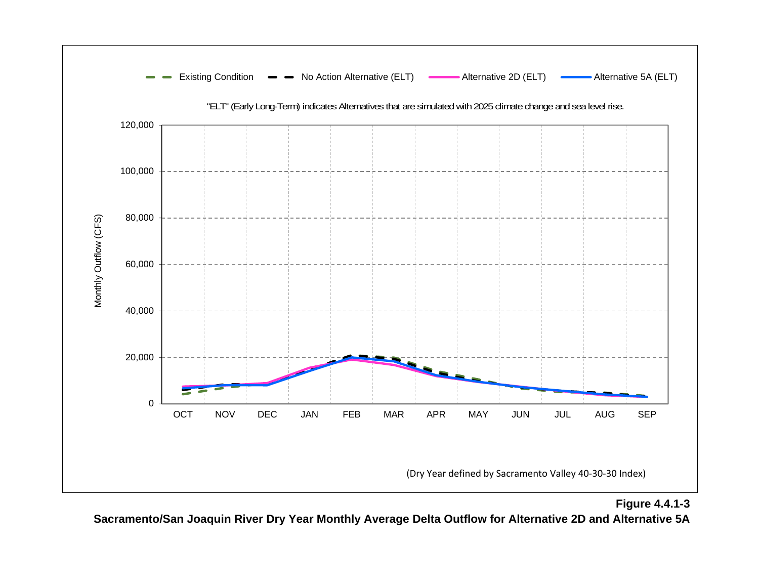Existing Condition | No Action Alternative (ELT) | Alternative 2D (ELT) | Alternative 5A (ELT)

"ELT" (Early Long-Term) indicates Alternatives that are simulated with 2025 climate change and sea level rise.

Monthly Outflow (CFS)

120,000
100,000
80,000
60,000
40,000
20,000
0

OCT NOV DEC JAN FEB MAR APR MAY JUN JUL AUG SEP

(Dry Year defined by Sacramento Valley 40-30-30 Index)

**Figure 4.4.1-3**
**Sacramento/San Joaquin River Dry Year Monthly Average Delta Outflow for Alternative 2D and Alternative 5A**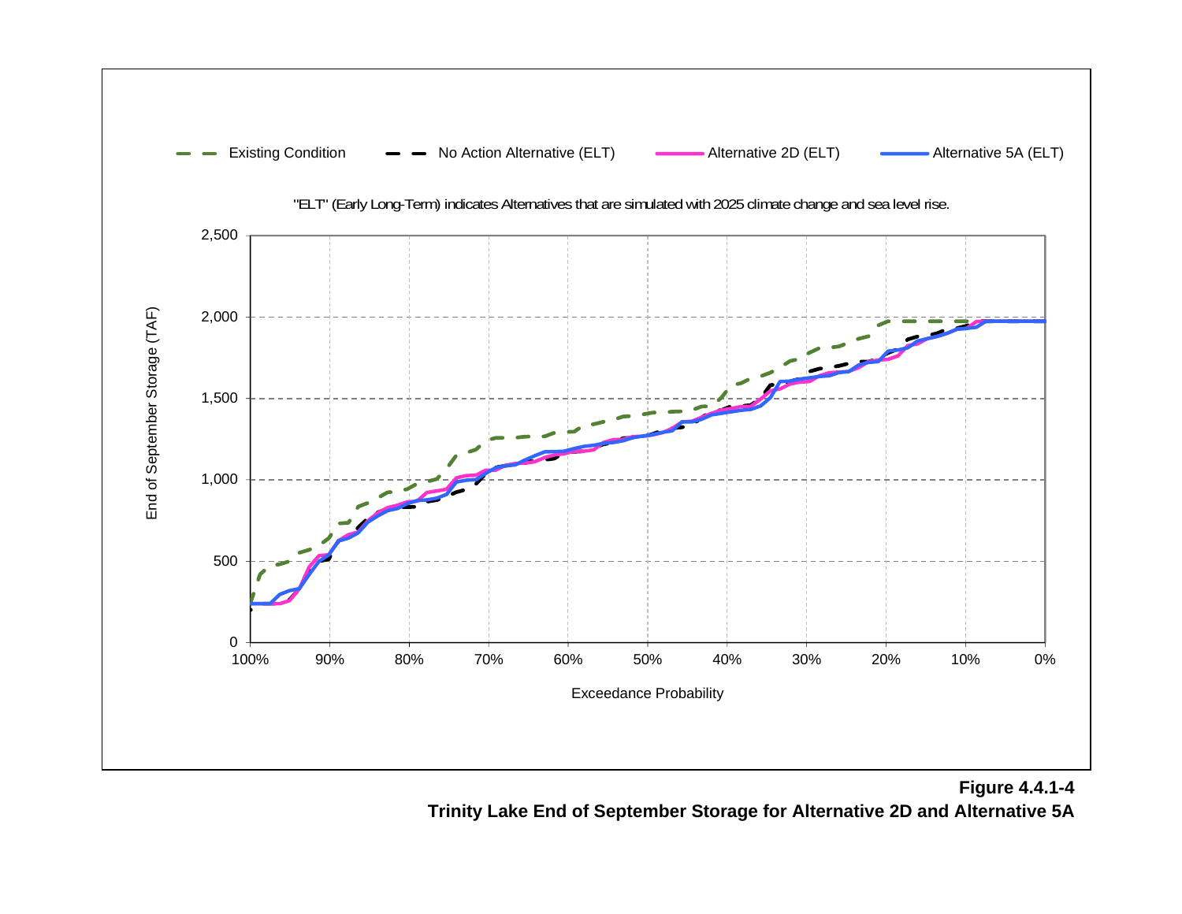Existing Condition — No Action Alternative (ELT) — Alternative 2D (ELT) — Alternative 5A (ELT)

"ELT" (Early Long-Term) indicates Alternatives that are simulated with 2025 climate change and sea level rise.

End of September Storage (TAF)

Exceedance Probability

**Figure 4.4.1-4**
**Trinity Lake End of September Storage for Alternative 2D and Alternative 5A**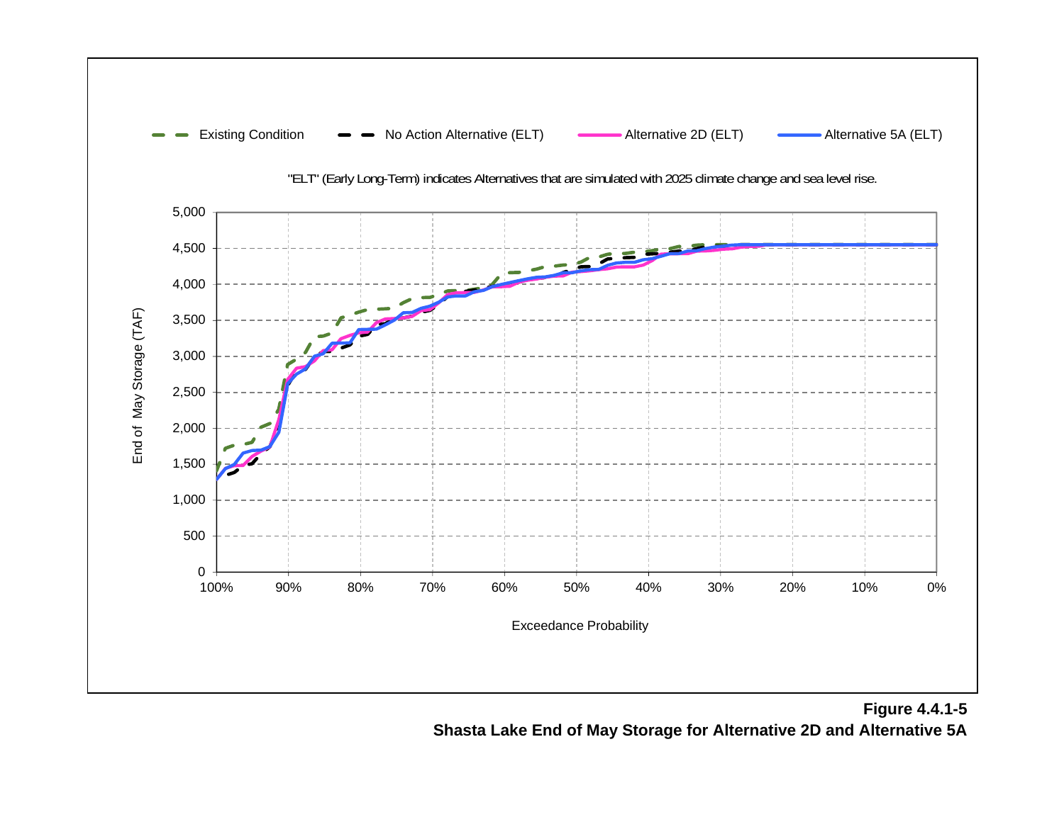Existing Condition — No Action Alternative (ELT) — Alternative 2D (ELT) — Alternative 5A (ELT)

"ELT" (Early Long-Term) indicates Alternatives that are simulated with 2025 climate change and sea level rise.

End of May Storage (TAF)

Exceedance Probability

**Figure 4.4.1-5**
**Shasta Lake End of May Storage for Alternative 2D and Alternative 5A**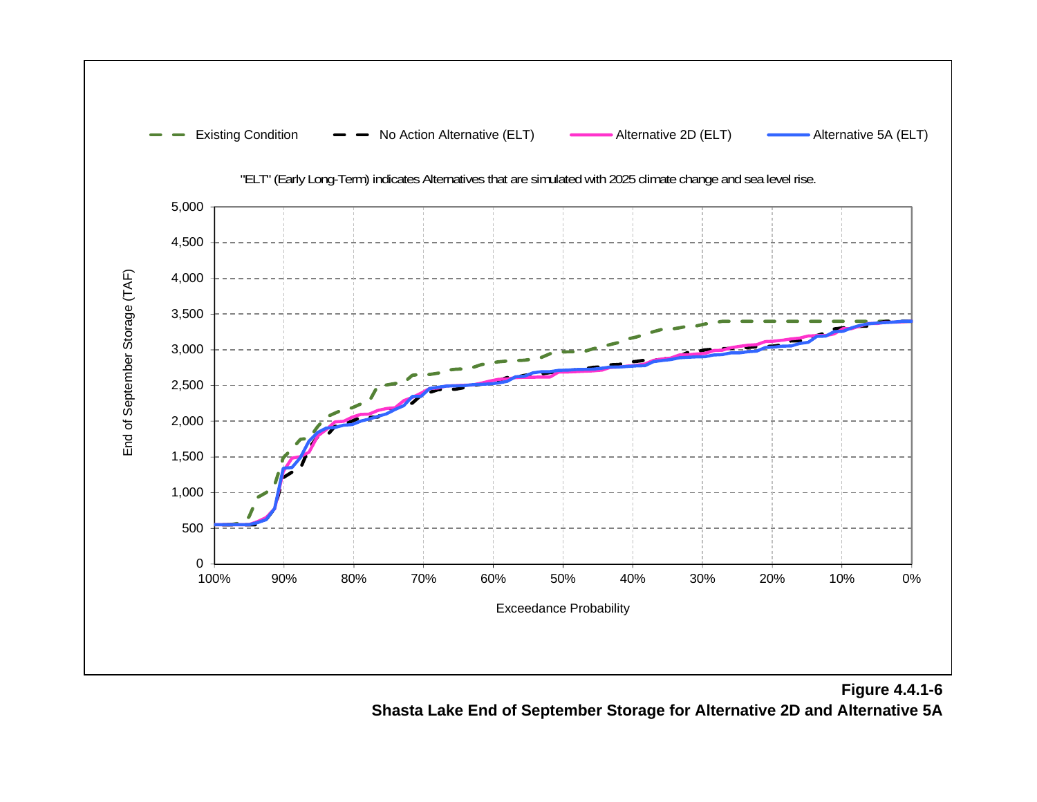Existing Condition — No Action Alternative (ELT) — Alternative 2D (ELT) — Alternative 5A (ELT)

"ELT" (Early Long-Term) indicates Alternatives that are simulated with 2025 climate change and sea level rise.

End of September Storage (TAF)

Exceedance Probability

**Figure 4.4.1-6**
**Shasta Lake End of September Storage for Alternative 2D and Alternative 5A**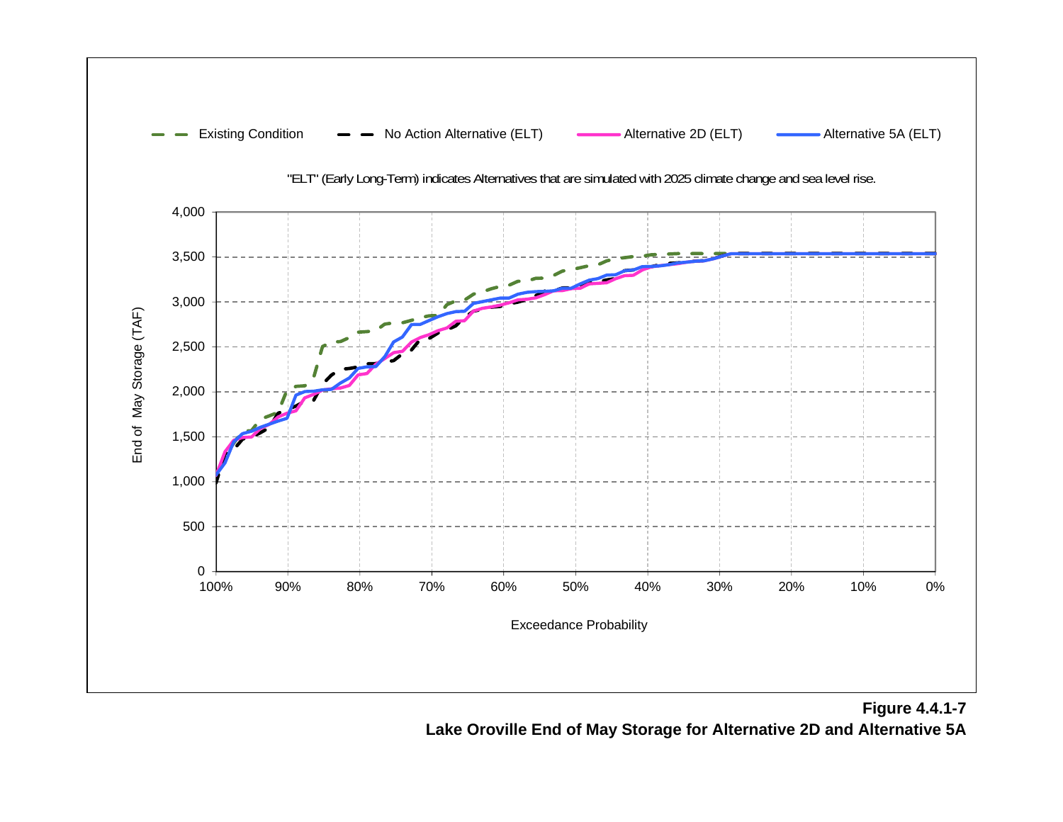Existing Condition — No Action Alternative (ELT) — Alternative 2D (ELT) — Alternative 5A (ELT)

"ELT" (Early Long-Term) indicates Alternatives that are simulated with 2025 climate change and sea level rise.

End of May Storage (TAF)

Exceedance Probability

**Figure 4.4.1-7**
**Lake Oroville End of May Storage for Alternative 2D and Alternative 5A**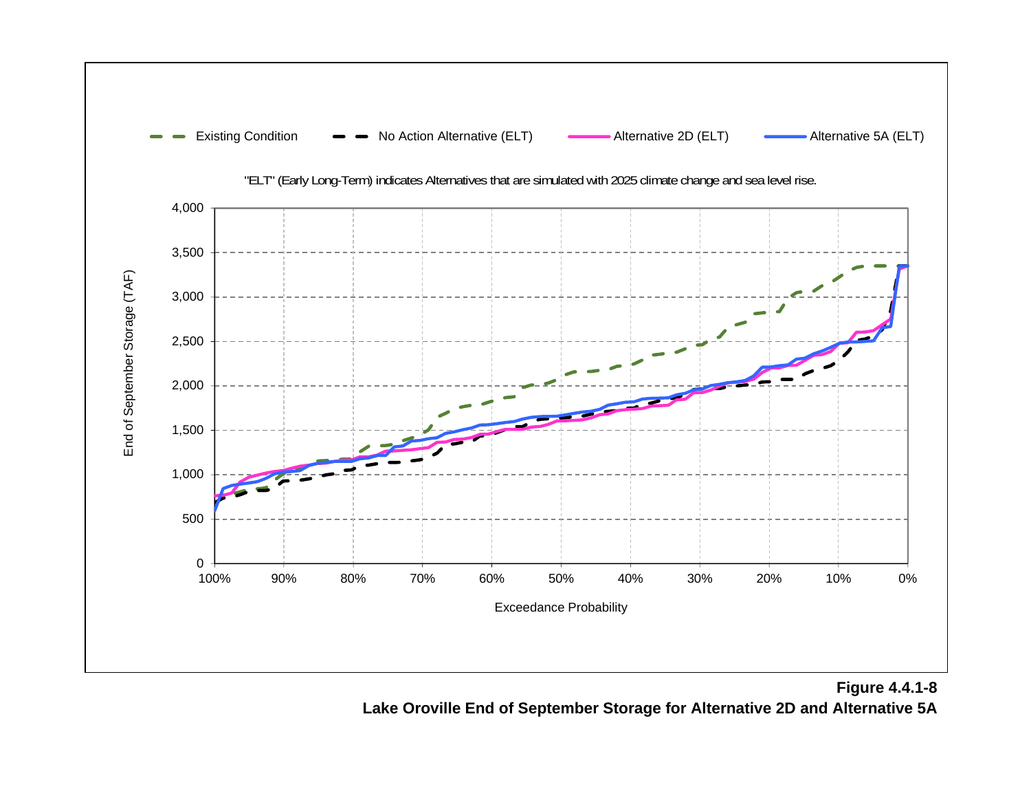Existing Condition | No Action Alternative (ELT) | Alternative 2D (ELT) | Alternative 5A (ELT)

"ELT" (Early Long-Term) indicates Alternatives that are simulated with 2025 climate change and sea level rise.

End of September Storage (TAF)

Exceedance Probability

**Figure 4.4.1-8**
**Lake Oroville End of September Storage for Alternative 2D and Alternative 5A**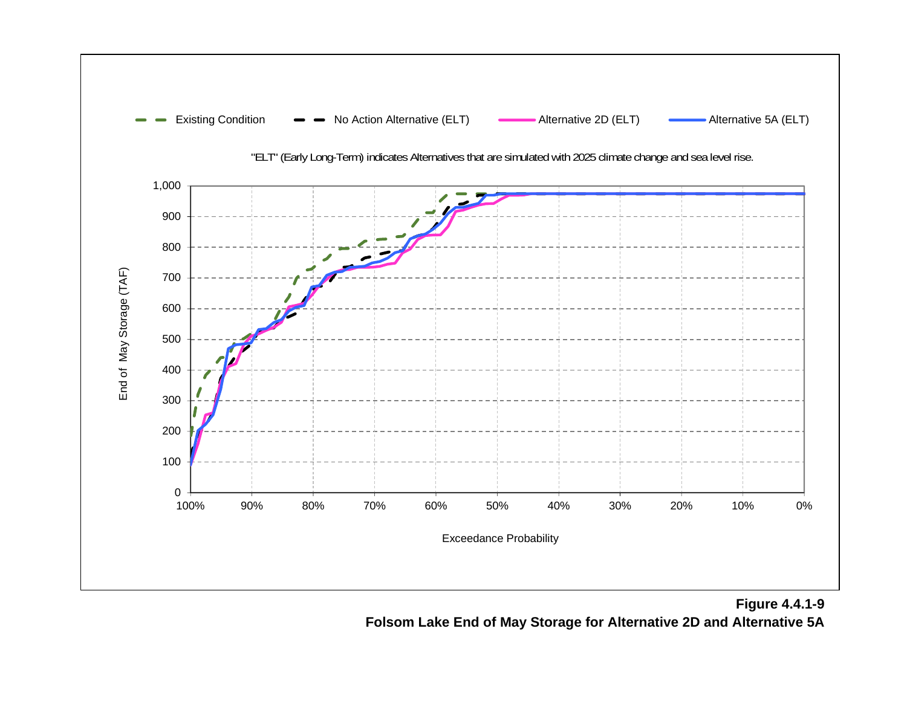Existing Condition | No Action Alternative (ELT) | Alternative 2D (ELT) | Alternative 5A (ELT)

"ELT" (Early Long-Term) indicates Alternatives that are simulated with 2025 climate change and sea level rise.

**Figure 4.4.1-9**
**Folsom Lake End of May Storage for Alternative 2D and Alternative 5A**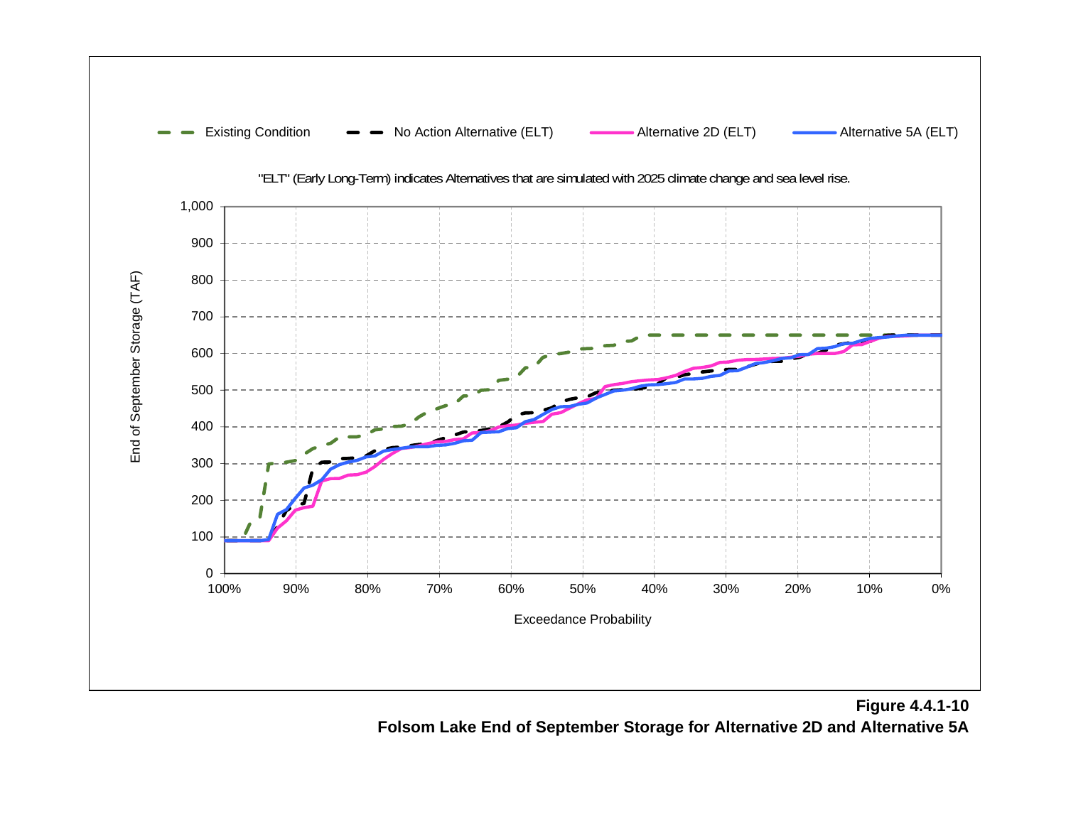Existing Condition — No Action Alternative (ELT) — Alternative 2D (ELT) — Alternative 5A (ELT)

"ELT" (Early Long-Term) indicates Alternatives that are simulated with 2025 climate change and sea level rise.

End of September Storage (TAF)

Exceedance Probability

**Figure 4.4.1-10**
**Folsom Lake End of September Storage for Alternative 2D and Alternative 5A**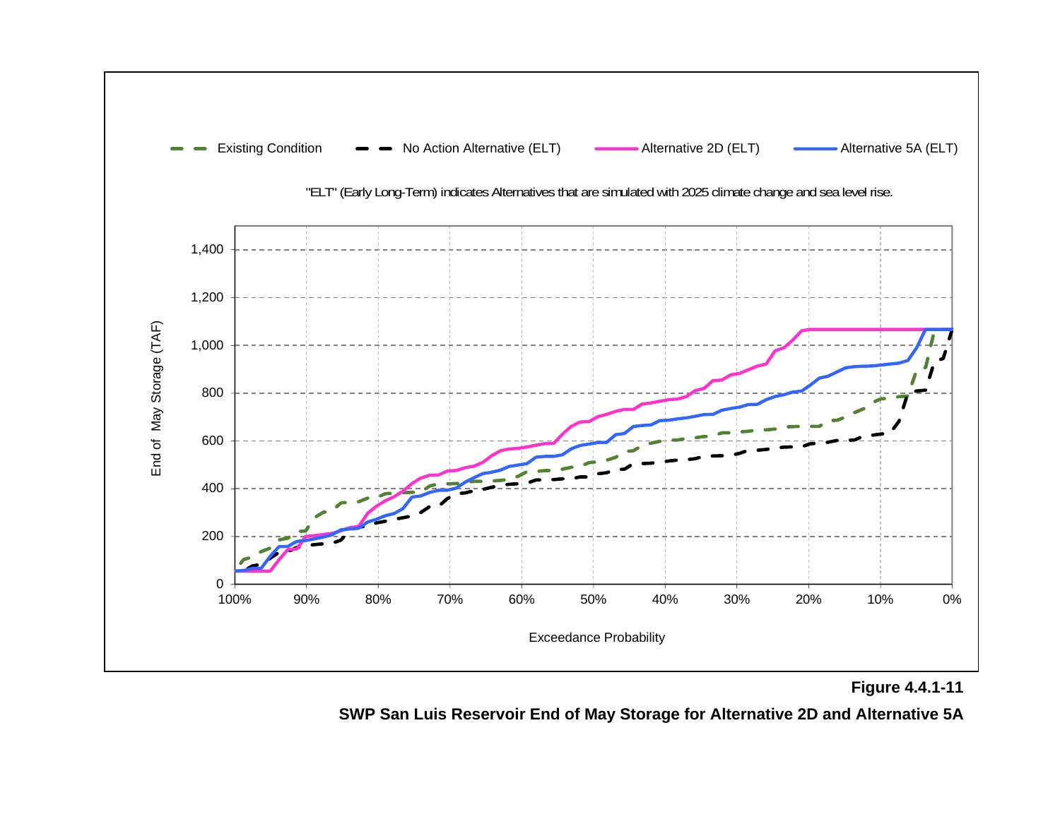Existing Condition — No Action Alternative (ELT) — Alternative 2D (ELT) — Alternative 5A (ELT)

"ELT" (Early Long-Term) indicates Alternatives that are simulated with 2025 climate change and sea level rise.

End of May Storage (TAF)

Exceedance Probability

**Figure 4.4.1-11**

**SWP San Luis Reservoir End of May Storage for Alternative 2D and Alternative 5A**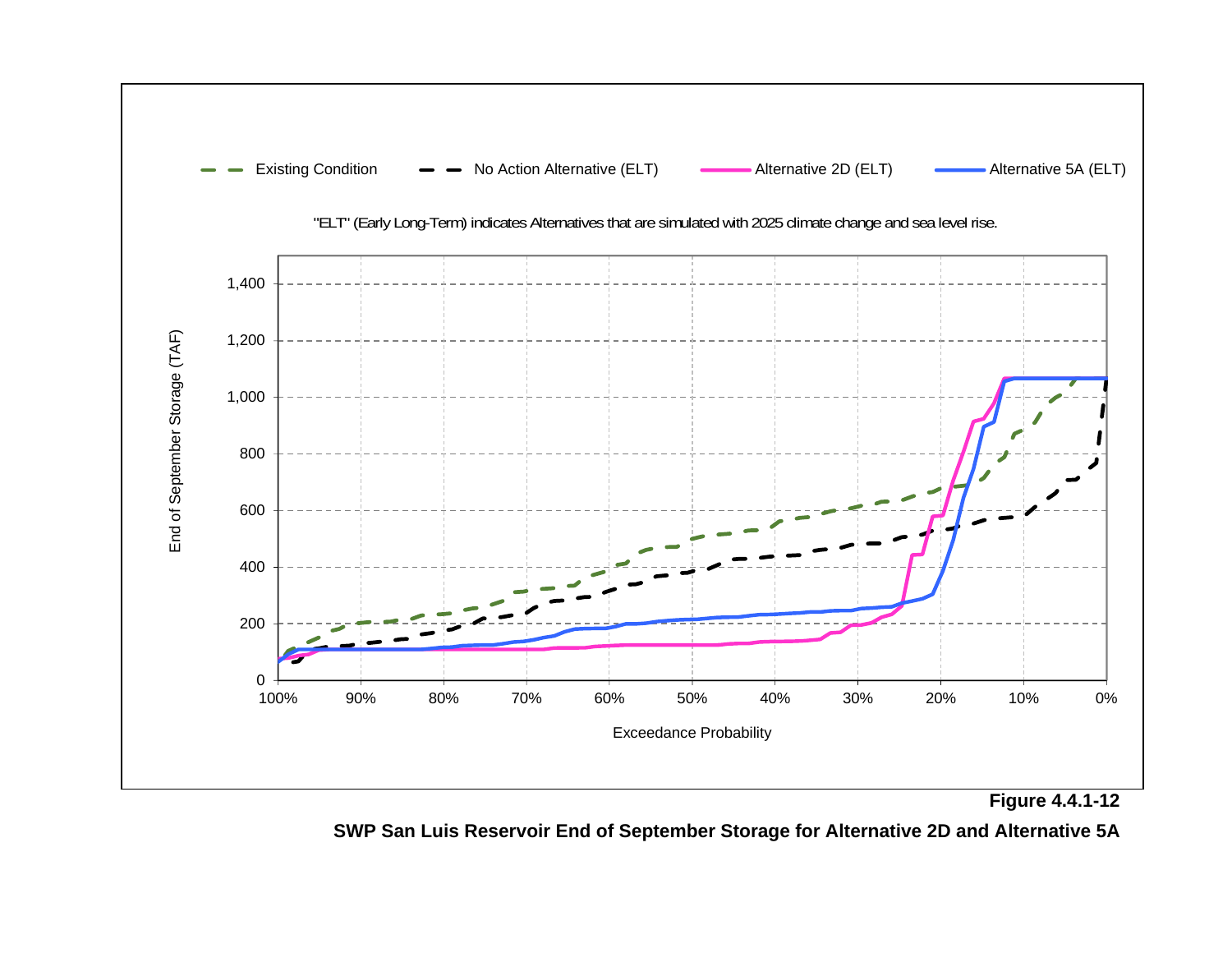Existing Condition — No Action Alternative (ELT) — Alternative 2D (ELT) — Alternative 5A (ELT)

"ELT" (Early Long-Term) indicates Alternatives that are simulated with 2025 climate change and sea level rise.

End of September Storage (TAF)

Exceedance Probability

**Figure 4.4.1-12**

**SWP San Luis Reservoir End of September Storage for Alternative 2D and Alternative 5A**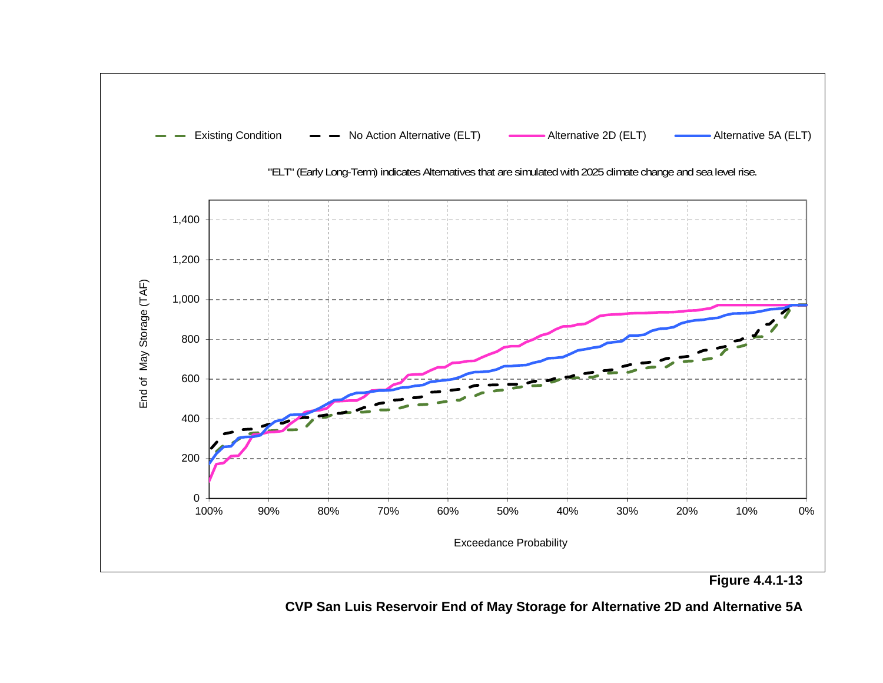Existing Condition — No Action Alternative (ELT) — Alternative 2D (ELT) — Alternative 5A (ELT)

"ELT" (Early Long-Term) indicates Alternatives that are simulated with 2025 climate change and sea level rise.

End of May Storage (TAF)

Exceedance Probability

**Figure 4.4.1-13**

**CVP San Luis Reservoir End of May Storage for Alternative 2D and Alternative 5A**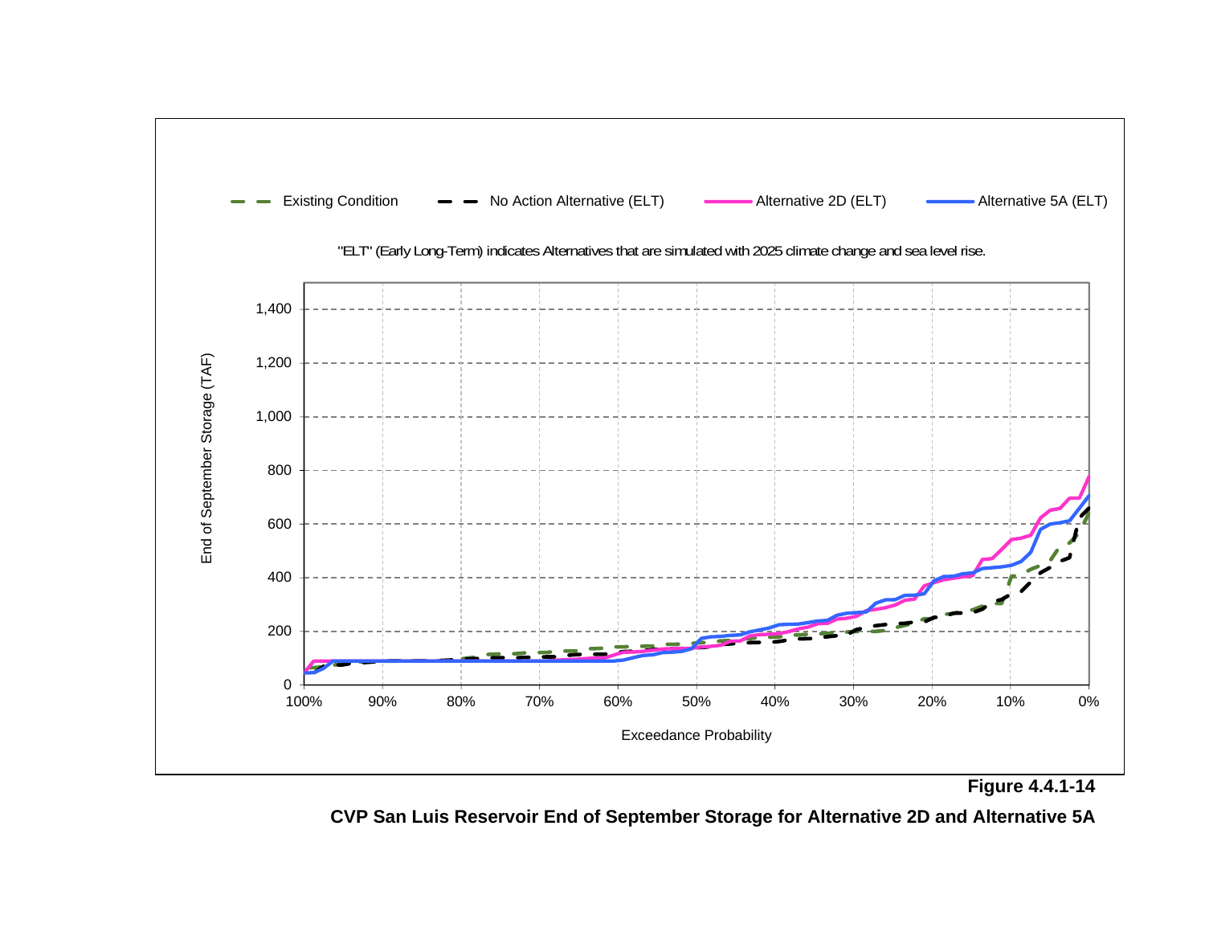Existing Condition — No Action Alternative (ELT) — Alternative 2D (ELT) — Alternative 5A (ELT)

"ELT" (Early Long-Term) indicates Alternatives that are simulated with 2025 climate change and sea level rise.

End of September Storage (TAF)

Exceedance Probability

**Figure 4.4.1-14**

**CVP San Luis Reservoir End of September Storage for Alternative 2D and Alternative 5A**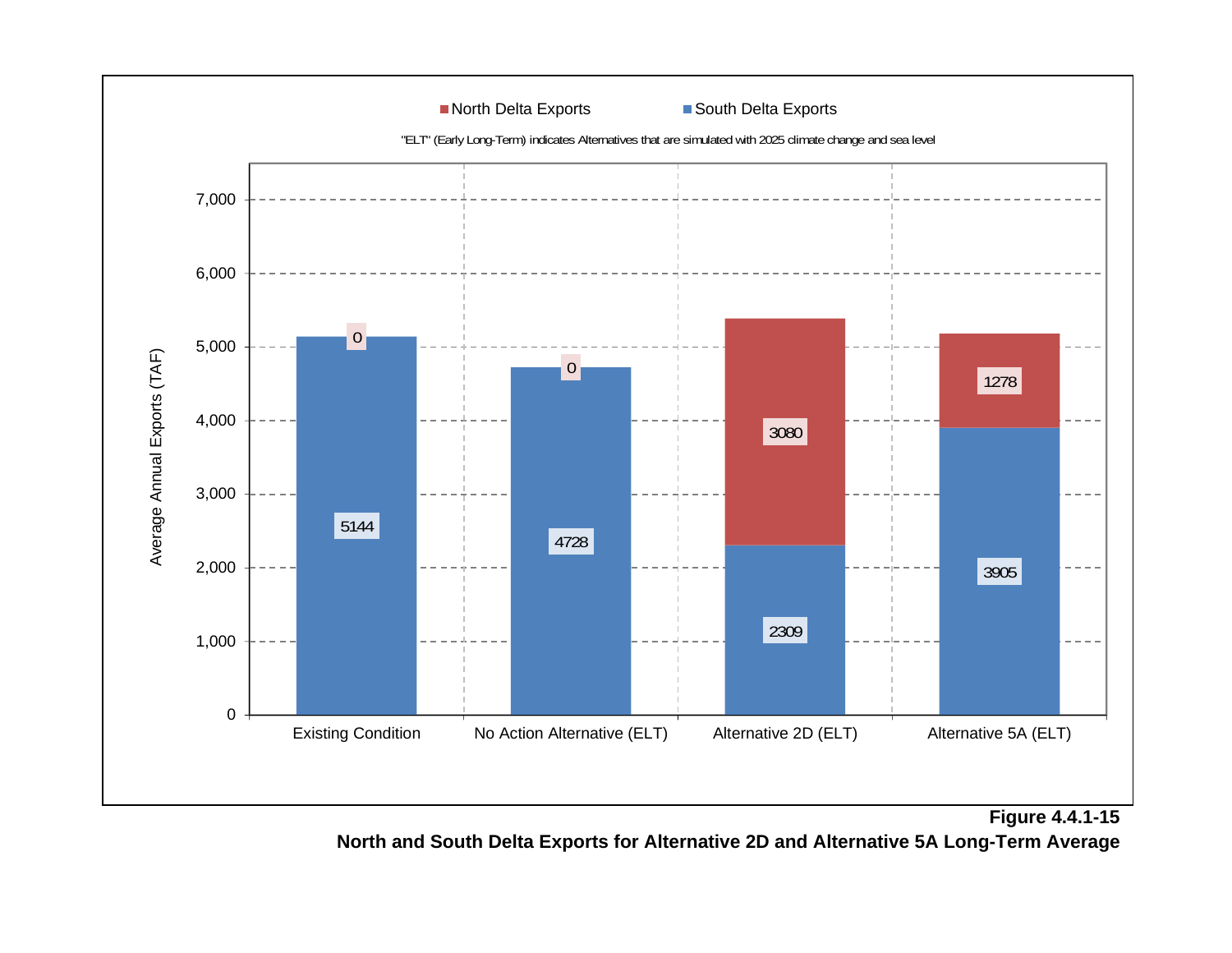North Delta Exports | South Delta Exports

"ELT" (Early Long-Term) indicates Alternatives that are simulated with 2025 climate change and sea level

| | Existing Condition | No Action Alternative (ELT) | Alternative 2D (ELT) | Alternative 5A (ELT) |
|---|---|---|---|---|
| North Delta Exports | 0 | 0 | 3080 | 1278 |
| South Delta Exports | 5144 | 4728 | 2309 | 3905 |

Average Annual Exports (TAF)

**Figure 4.4.1-15**
**North and South Delta Exports for Alternative 2D and Alternative 5A Long-Term Average**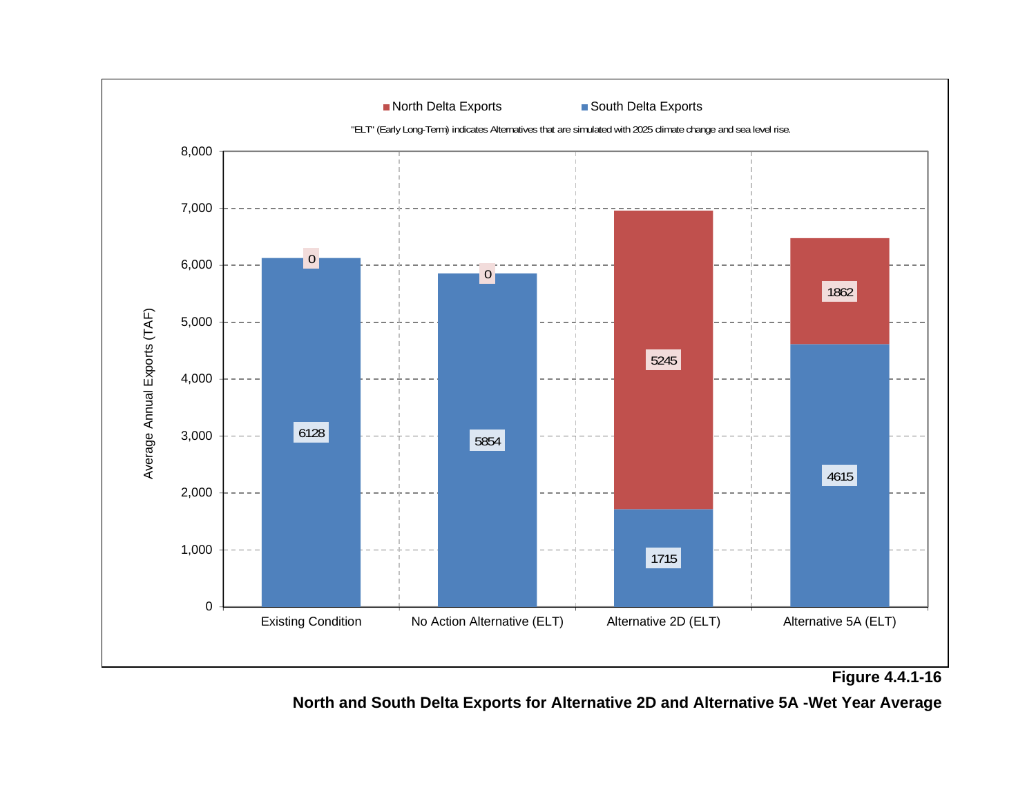■ North Delta Exports ■ South Delta Exports

"ELT" (Early Long-Term) indicates Alternatives that are simulated with 2025 climate change and sea level rise.

| | North Delta Exports | South Delta Exports |
| --- | --- | --- |
| Existing Condition | 0 | 6128 |
| No Action Alternative (ELT) | 0 | 5854 |
| Alternative 2D (ELT) | 5245 | 1715 |
| Alternative 5A (ELT) | 1862 | 4615 |

Y-axis: Average Annual Exports (TAF)

**Figure 4.4.1-16**

**North and South Delta Exports for Alternative 2D and Alternative 5A -Wet Year Average**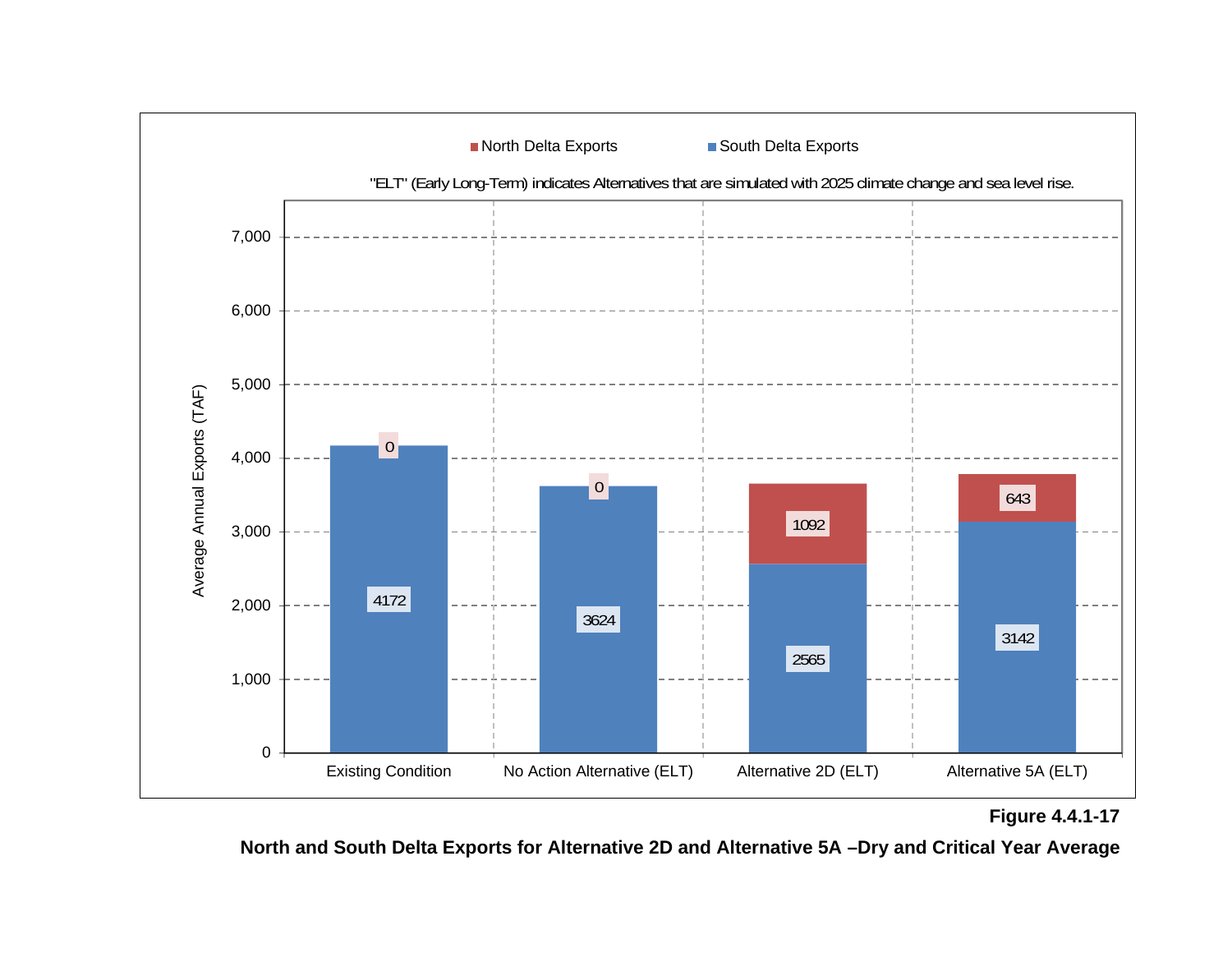■ North Delta Exports ■ South Delta Exports

"ELT" (Early Long-Term) indicates Alternatives that are simulated with 2025 climate change and sea level rise.

| | North Delta Exports | South Delta Exports |
|---|---|---|
| Existing Condition | 0 | 4172 |
| No Action Alternative (ELT) | 0 | 3624 |
| Alternative 2D (ELT) | 1092 | 2565 |
| Alternative 5A (ELT) | 643 | 3142 |

Average Annual Exports (TAF)

**Figure 4.4.1-17**

**North and South Delta Exports for Alternative 2D and Alternative 5A –Dry and Critical Year Average**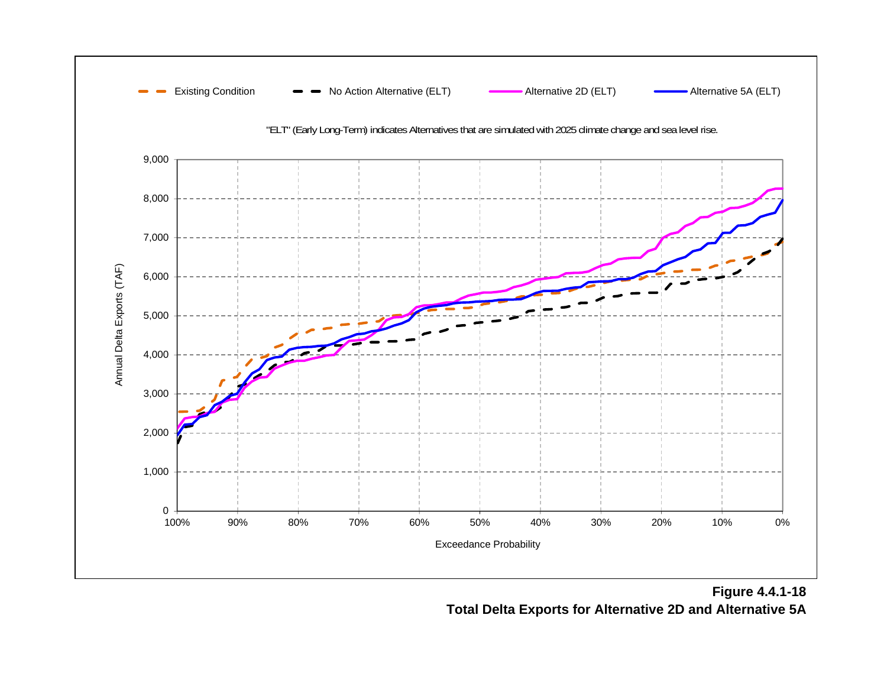Existing Condition — No Action Alternative (ELT) — Alternative 2D (ELT) — Alternative 5A (ELT)

"ELT" (Early Long-Term) indicates Alternatives that are simulated with 2025 climate change and sea level rise.

Annual Delta Exports (TAF)

Exceedance Probability

**Figure 4.4.1-18**
**Total Delta Exports for Alternative 2D and Alternative 5A**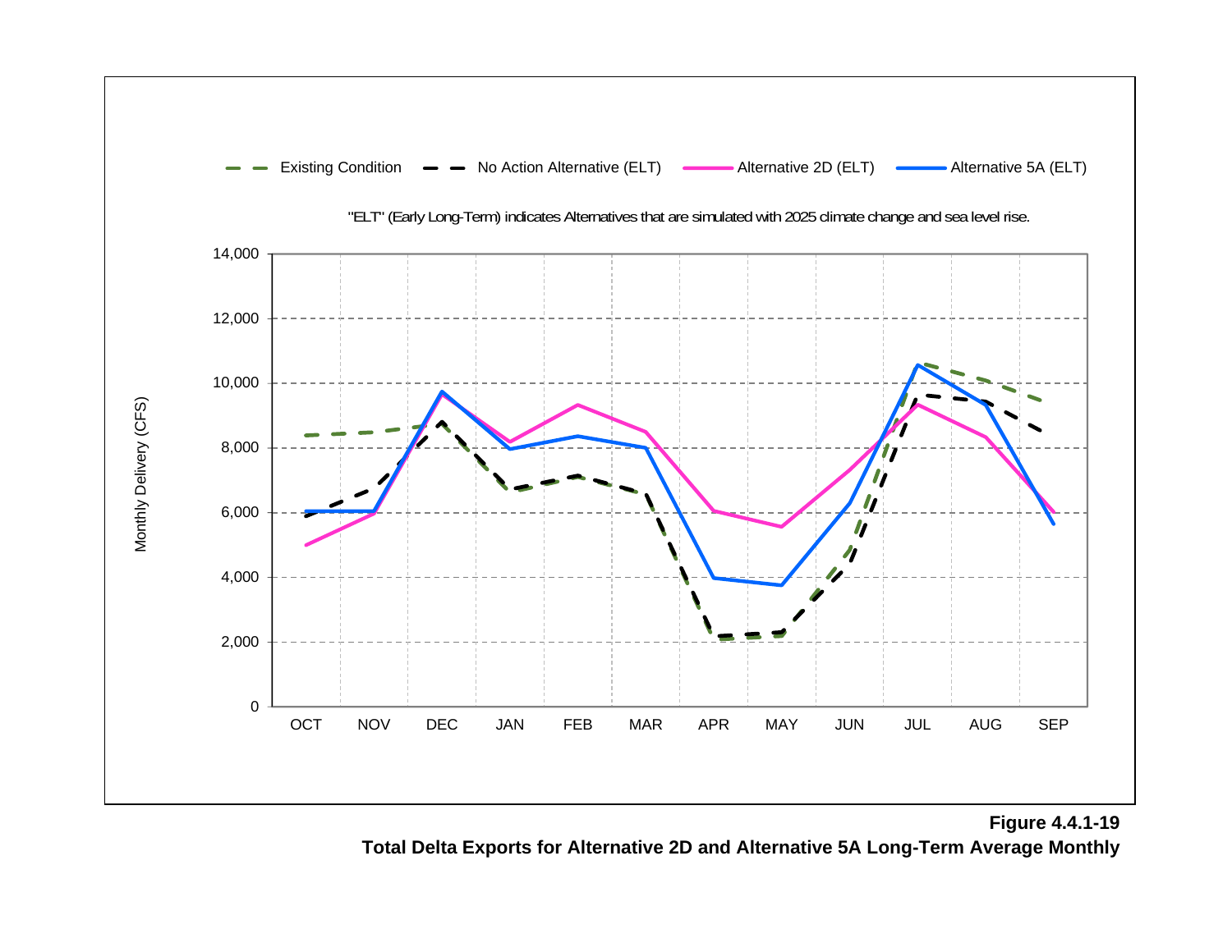Existing Condition | No Action Alternative (ELT) | Alternative 2D (ELT) | Alternative 5A (ELT)

"ELT" (Early Long-Term) indicates Alternatives that are simulated with 2025 climate change and sea level rise.

Monthly Delivery (CFS)

14,000
12,000
10,000
8,000
6,000
4,000
2,000
0

OCT NOV DEC JAN FEB MAR APR MAY JUN JUL AUG SEP

**Figure 4.4.1-19**
**Total Delta Exports for Alternative 2D and Alternative 5A Long-Term Average Monthly**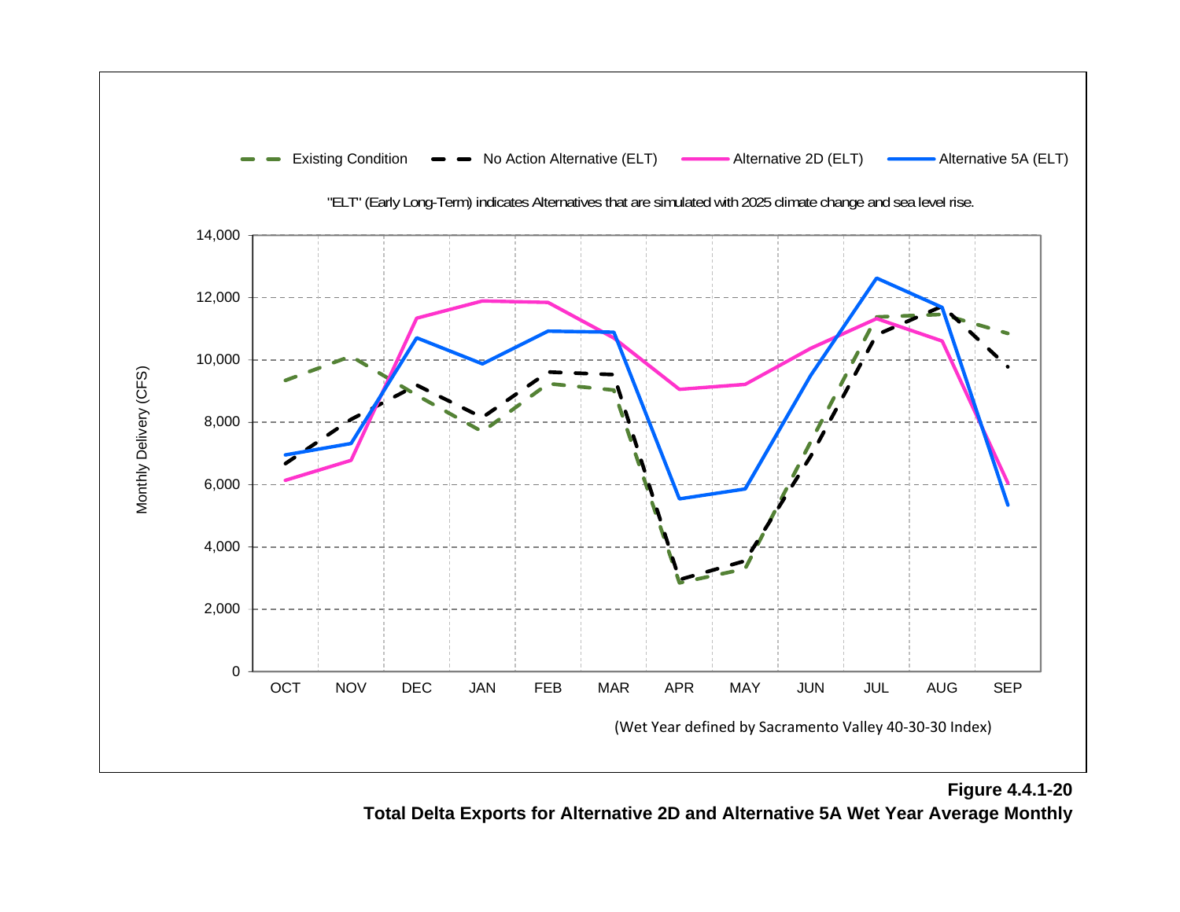Existing Condition | No Action Alternative (ELT) | Alternative 2D (ELT) | Alternative 5A (ELT)

"ELT" (Early Long-Term) indicates Alternatives that are simulated with 2025 climate change and sea level rise.

Monthly Delivery (CFS)

(Wet Year defined by Sacramento Valley 40-30-30 Index)

**Figure 4.4.1-20**
**Total Delta Exports for Alternative 2D and Alternative 5A Wet Year Average Monthly**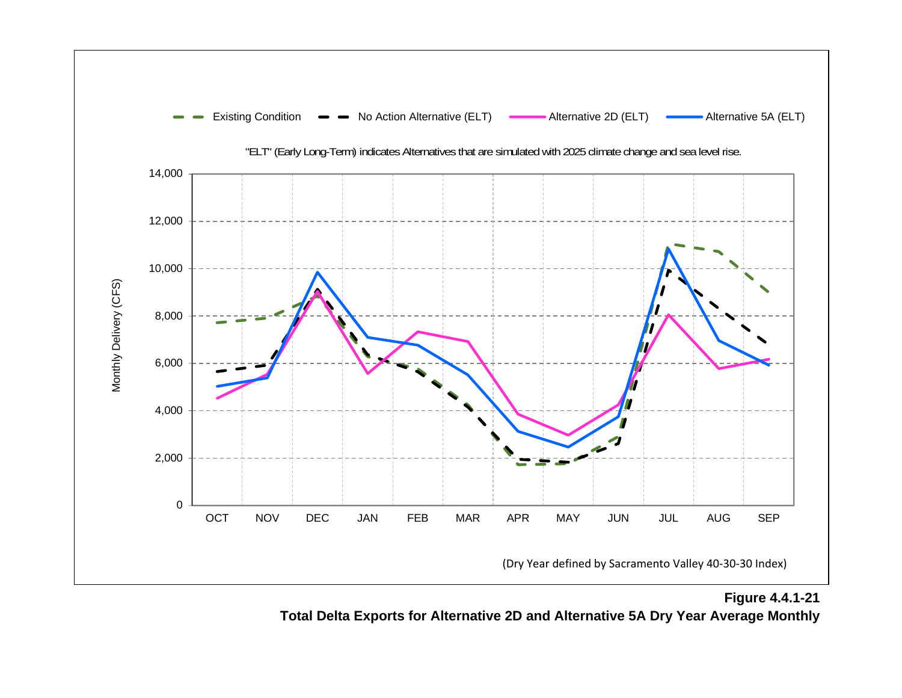Existing Condition | No Action Alternative (ELT) | Alternative 2D (ELT) | Alternative 5A (ELT)

"ELT" (Early Long-Term) indicates Alternatives that are simulated with 2025 climate change and sea level rise.

Monthly Delivery (CFS)

OCT NOV DEC JAN FEB MAR APR MAY JUN JUL AUG SEP

(Dry Year defined by Sacramento Valley 40-30-30 Index)

**Figure 4.4.1-21**
**Total Delta Exports for Alternative 2D and Alternative 5A Dry Year Average Monthly**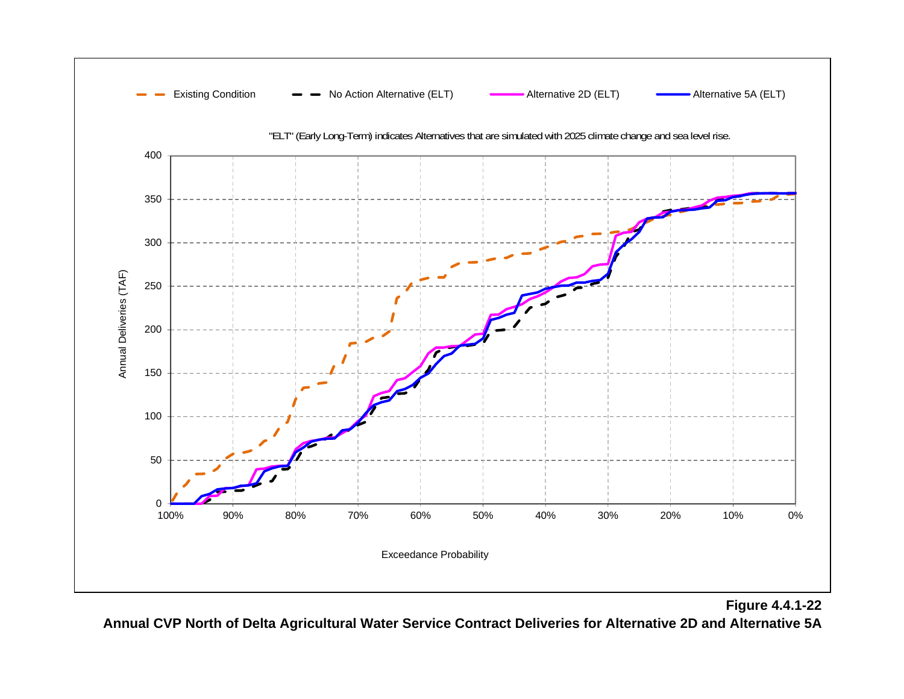Existing Condition | No Action Alternative (ELT) | Alternative 2D (ELT) | Alternative 5A (ELT)

"ELT" (Early Long-Term) indicates Alternatives that are simulated with 2025 climate change and sea level rise.

Annual Deliveries (TAF)

Exceedance Probability

**Figure 4.4.1-22**

**Annual CVP North of Delta Agricultural Water Service Contract Deliveries for Alternative 2D and Alternative 5A**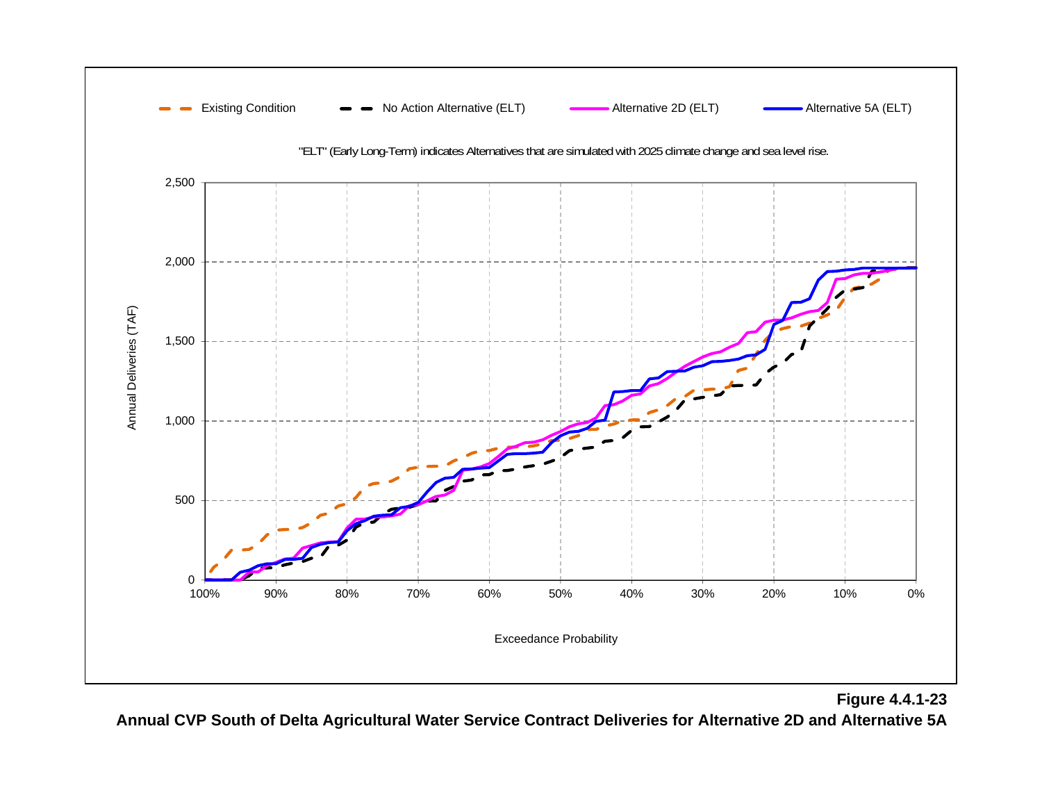Existing Condition — No Action Alternative (ELT) — Alternative 2D (ELT) — Alternative 5A (ELT)

"ELT" (Early Long-Term) indicates Alternatives that are simulated with 2025 climate change and sea level rise.

Annual Deliveries (TAF)

Exceedance Probability

**Figure 4.4.1-23**

**Annual CVP South of Delta Agricultural Water Service Contract Deliveries for Alternative 2D and Alternative 5A**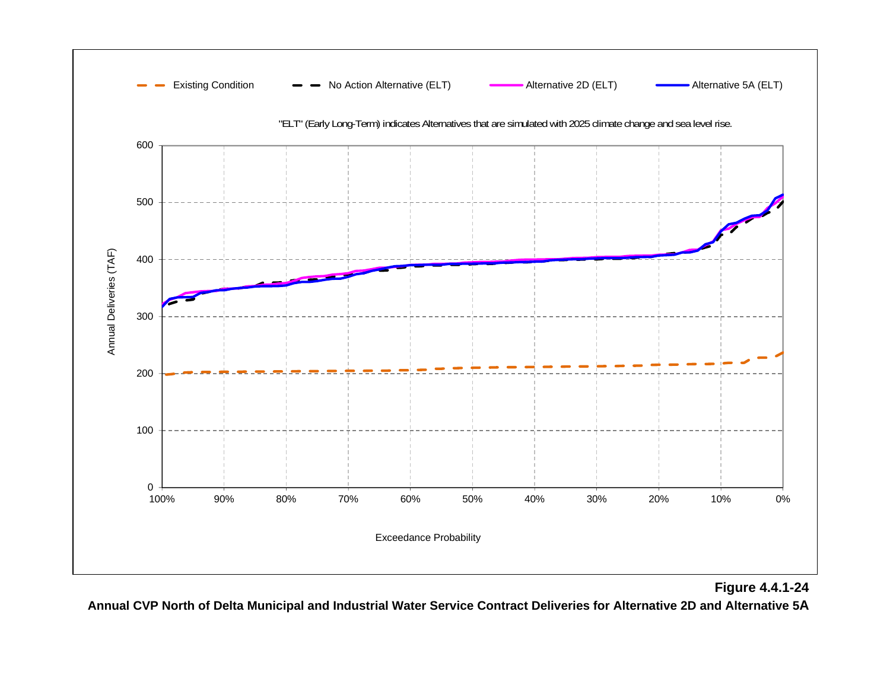Existing Condition — No Action Alternative (ELT) — Alternative 2D (ELT) — Alternative 5A (ELT)

"ELT" (Early Long-Term) indicates Alternatives that are simulated with 2025 climate change and sea level rise.

Annual Deliveries (TAF)

Exceedance Probability

**Figure 4.4.1-24**

**Annual CVP North of Delta Municipal and Industrial Water Service Contract Deliveries for Alternative 2D and Alternative 5A**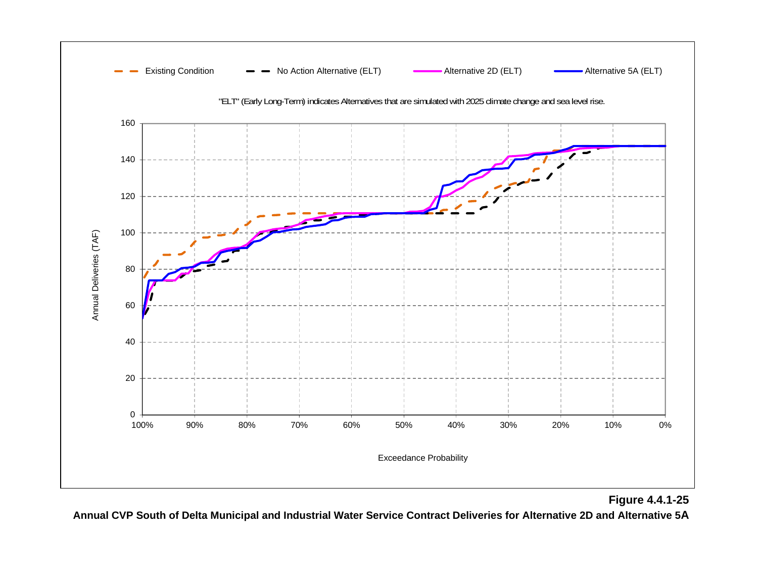Existing Condition — No Action Alternative (ELT) — Alternative 2D (ELT) — Alternative 5A (ELT)

"ELT" (Early Long-Term) indicates Alternatives that are simulated with 2025 climate change and sea level rise.

Annual Deliveries (TAF)

Exceedance Probability

**Figure 4.4.1-25**

**Annual CVP South of Delta Municipal and Industrial Water Service Contract Deliveries for Alternative 2D and Alternative 5A**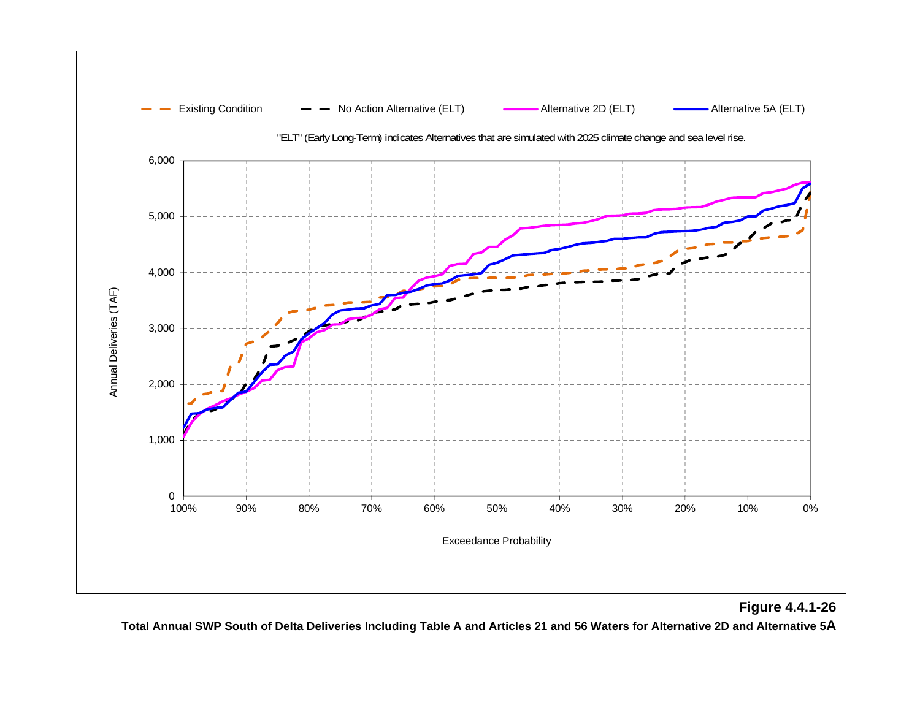Existing Condition | No Action Alternative (ELT) | Alternative 2D (ELT) | Alternative 5A (ELT)

"ELT" (Early Long-Term) indicates Alternatives that are simulated with 2025 climate change and sea level rise.

Annual Deliveries (TAF)

Exceedance Probability

**Figure 4.4.1-26**

**Total Annual SWP South of Delta Deliveries Including Table A and Articles 21 and 56 Waters for Alternative 2D and Alternative 5A**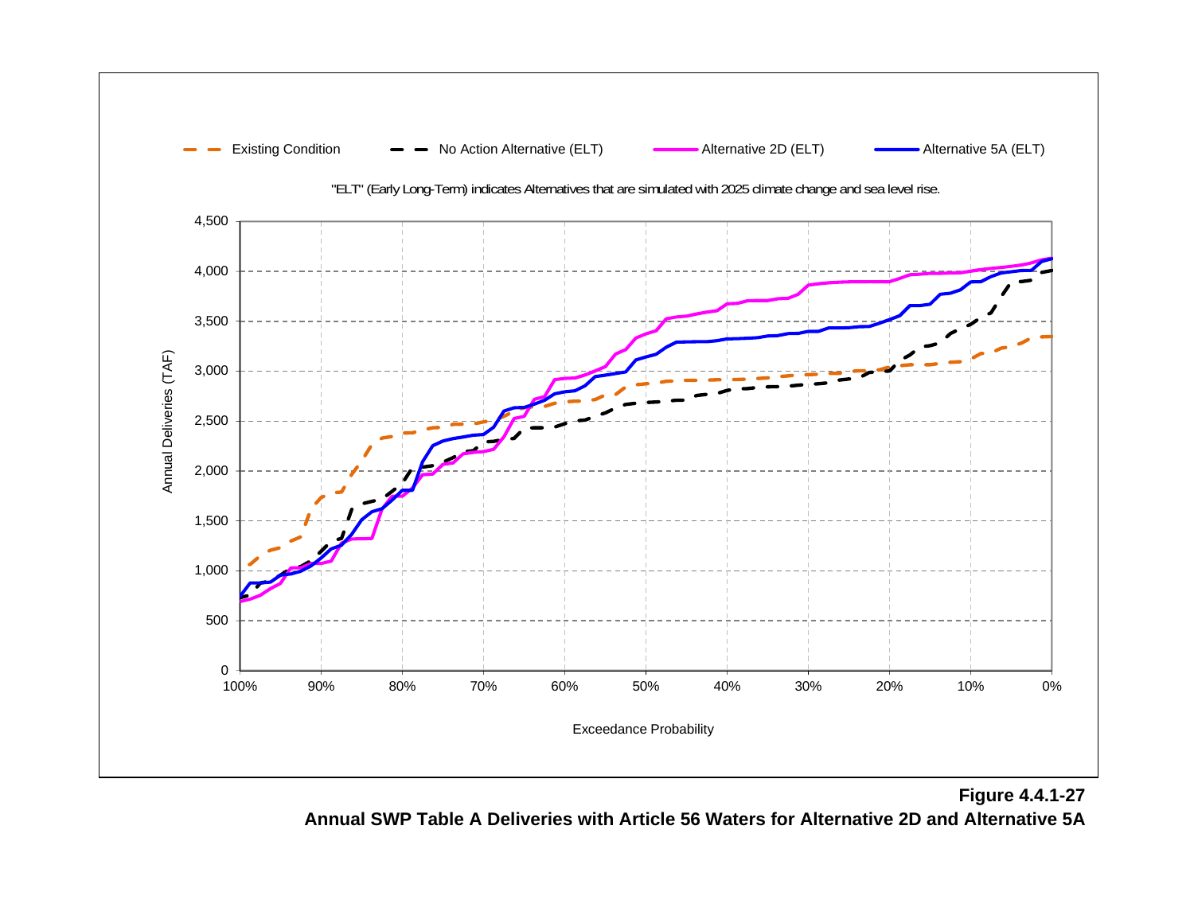Existing Condition | No Action Alternative (ELT) | Alternative 2D (ELT) | Alternative 5A (ELT)

"ELT" (Early Long-Term) indicates Alternatives that are simulated with 2025 climate change and sea level rise.

Annual Deliveries (TAF)

Exceedance Probability

**Figure 4.4.1-27**

**Annual SWP Table A Deliveries with Article 56 Waters for Alternative 2D and Alternative 5A**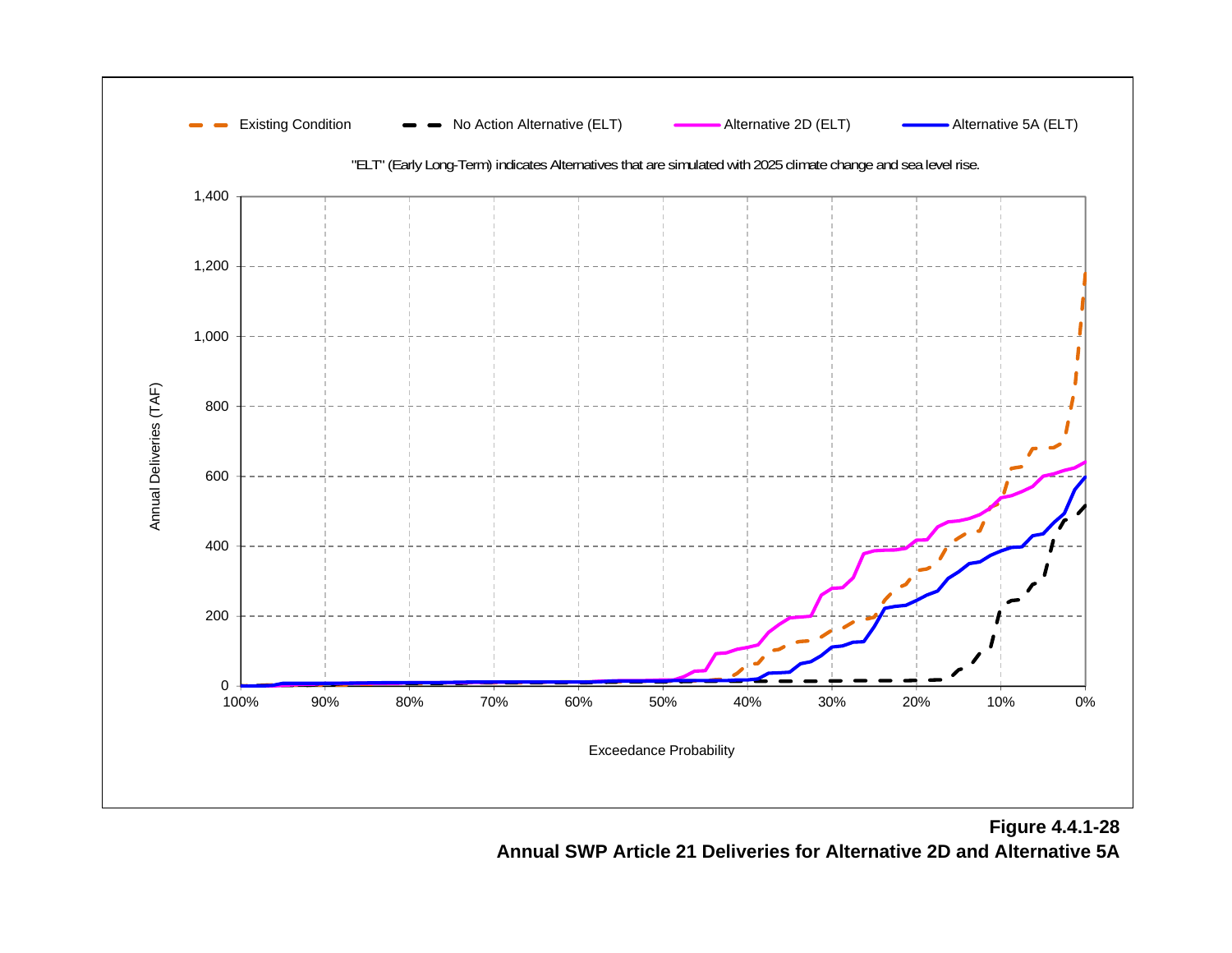Existing Condition | No Action Alternative (ELT) | Alternative 2D (ELT) | Alternative 5A (ELT)

"ELT" (Early Long-Term) indicates Alternatives that are simulated with 2025 climate change and sea level rise.

Annual Deliveries (TAF)

Exceedance Probability

**Figure 4.4.1-28**
**Annual SWP Article 21 Deliveries for Alternative 2D and Alternative 5A**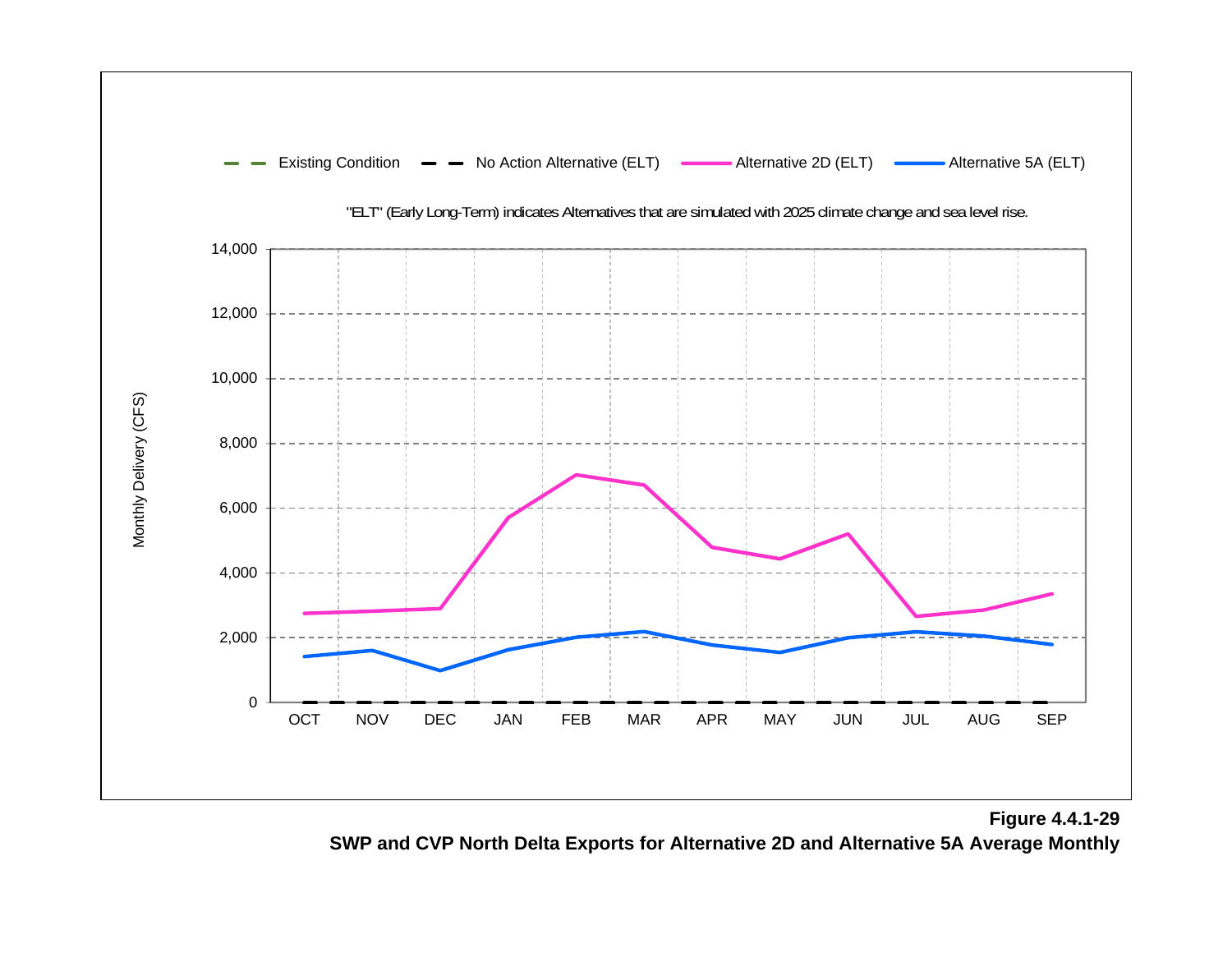Existing Condition — No Action Alternative (ELT) — Alternative 2D (ELT) — Alternative 5A (ELT)

"ELT" (Early Long-Term) indicates Alternatives that are simulated with 2025 climate change and sea level rise.

Monthly Delivery (CFS)

14,000
12,000
10,000
8,000
6,000
4,000
2,000
0

OCT NOV DEC JAN FEB MAR APR MAY JUN JUL AUG SEP

**Figure 4.4.1-29**
**SWP and CVP North Delta Exports for Alternative 2D and Alternative 5A Average Monthly**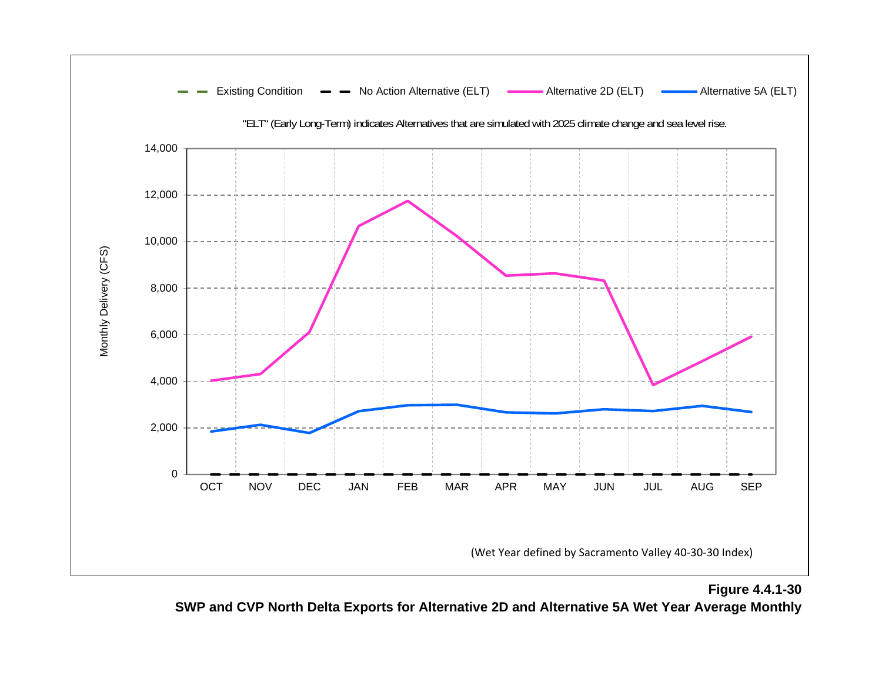Existing Condition | No Action Alternative (ELT) | Alternative 2D (ELT) | Alternative 5A (ELT)

"ELT" (Early Long-Term) indicates Alternatives that are simulated with 2025 climate change and sea level rise.

Monthly Delivery (CFS)

14,000
12,000
10,000
8,000
6,000
4,000
2,000
0

OCT NOV DEC JAN FEB MAR APR MAY JUN JUL AUG SEP

(Wet Year defined by Sacramento Valley 40-30-30 Index)

**Figure 4.4.1-30**
**SWP and CVP North Delta Exports for Alternative 2D and Alternative 5A Wet Year Average Monthly**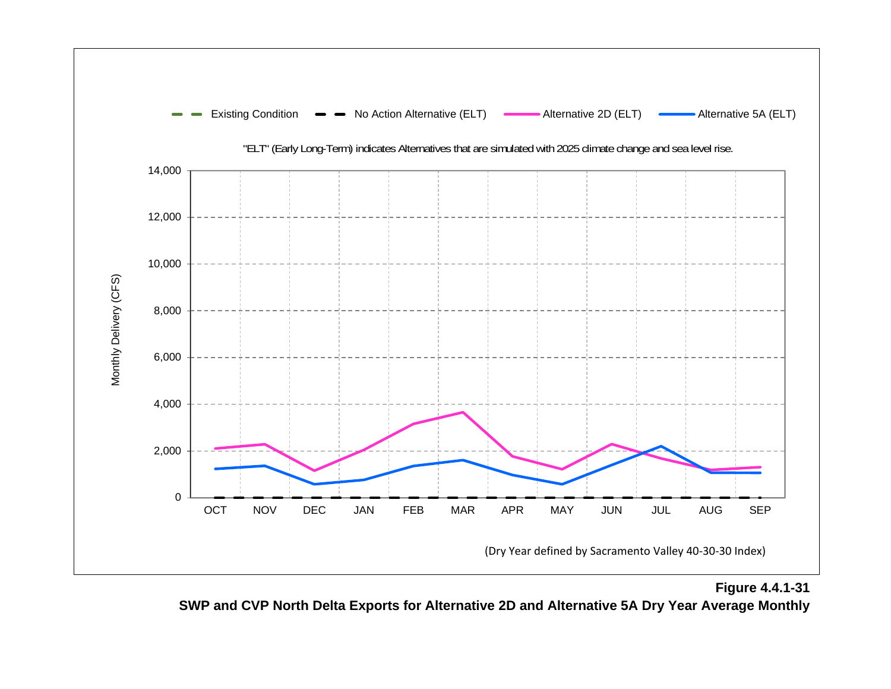Existing Condition | No Action Alternative (ELT) | Alternative 2D (ELT) | Alternative 5A (ELT)

"ELT" (Early Long-Term) indicates Alternatives that are simulated with 2025 climate change and sea level rise.

Monthly Delivery (CFS)

14,000
12,000
10,000
8,000
6,000
4,000
2,000
0

OCT NOV DEC JAN FEB MAR APR MAY JUN JUL AUG SEP

(Dry Year defined by Sacramento Valley 40-30-30 Index)

**Figure 4.4.1-31**
**SWP and CVP North Delta Exports for Alternative 2D and Alternative 5A Dry Year Average Monthly**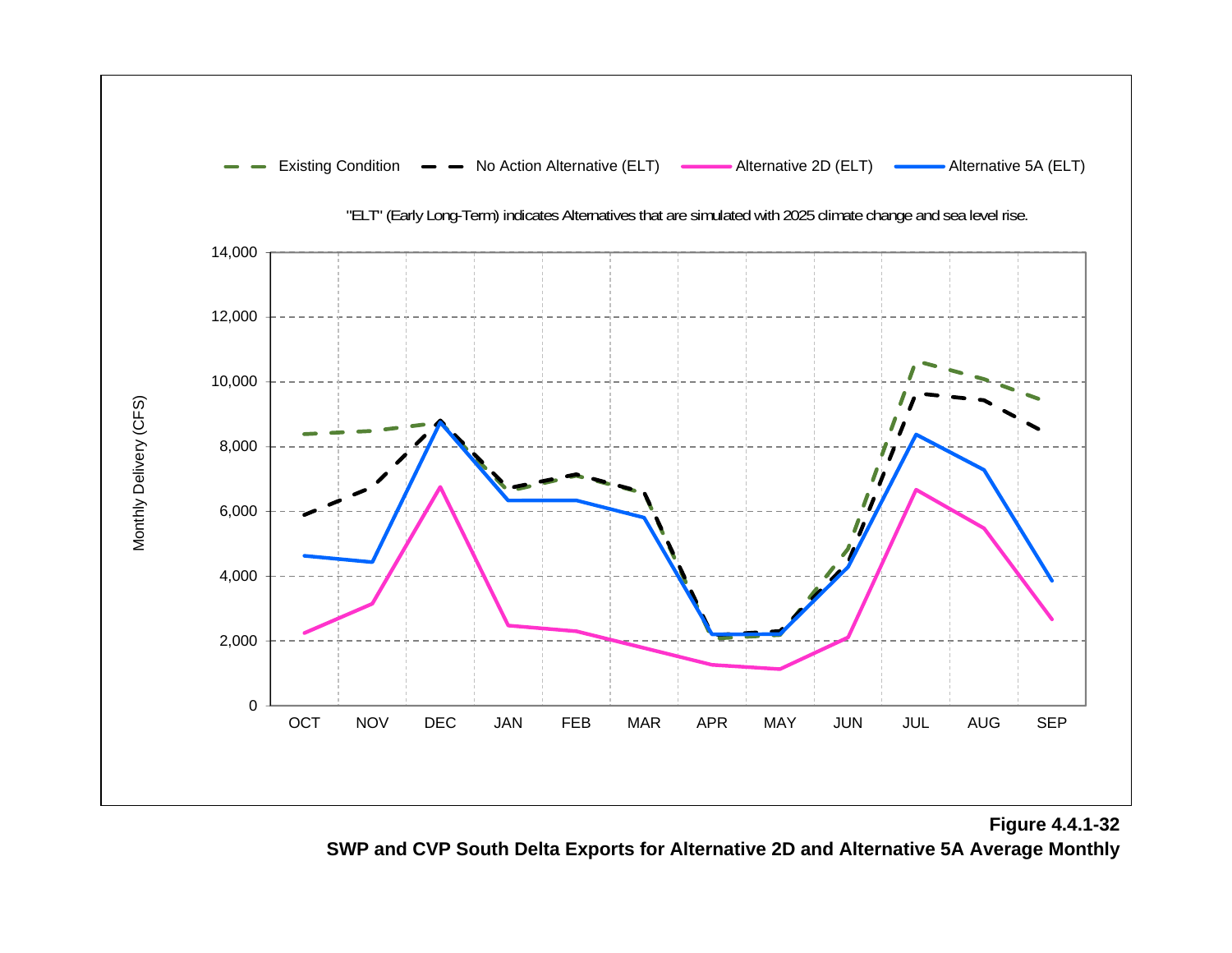Existing Condition — No Action Alternative (ELT) — Alternative 2D (ELT) — Alternative 5A (ELT)

"ELT" (Early Long-Term) indicates Alternatives that are simulated with 2025 climate change and sea level rise.

Monthly Delivery (CFS)

**Figure 4.4.1-32**
**SWP and CVP South Delta Exports for Alternative 2D and Alternative 5A Average Monthly**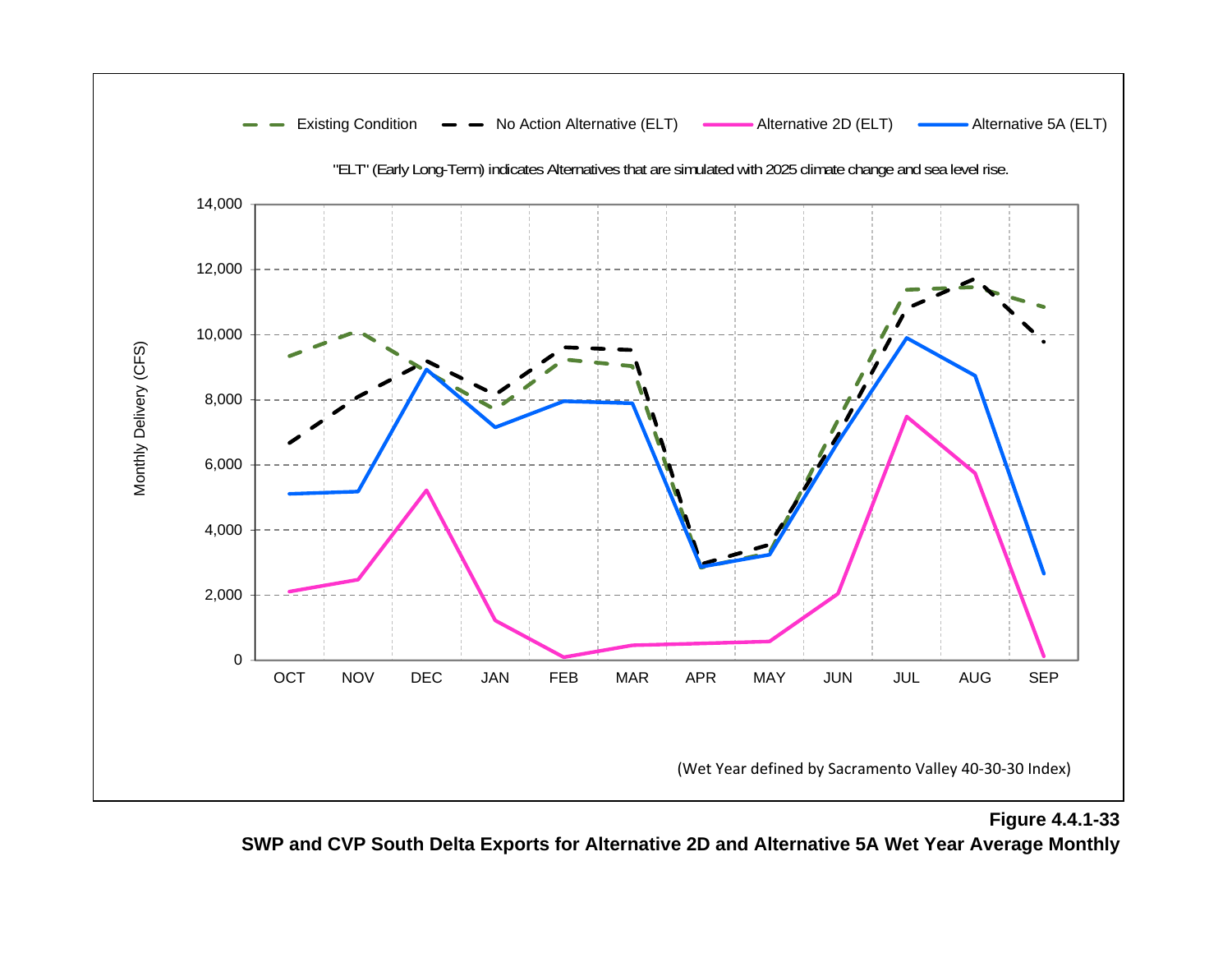Existing Condition — No Action Alternative (ELT) — Alternative 2D (ELT) — Alternative 5A (ELT)

"ELT" (Early Long-Term) indicates Alternatives that are simulated with 2025 climate change and sea level rise.

Monthly Delivery (CFS)

14,000
12,000
10,000
8,000
6,000
4,000
2,000
0

OCT NOV DEC JAN FEB MAR APR MAY JUN JUL AUG SEP

(Wet Year defined by Sacramento Valley 40-30-30 Index)

**Figure 4.4.1-33**

**SWP and CVP South Delta Exports for Alternative 2D and Alternative 5A Wet Year Average Monthly**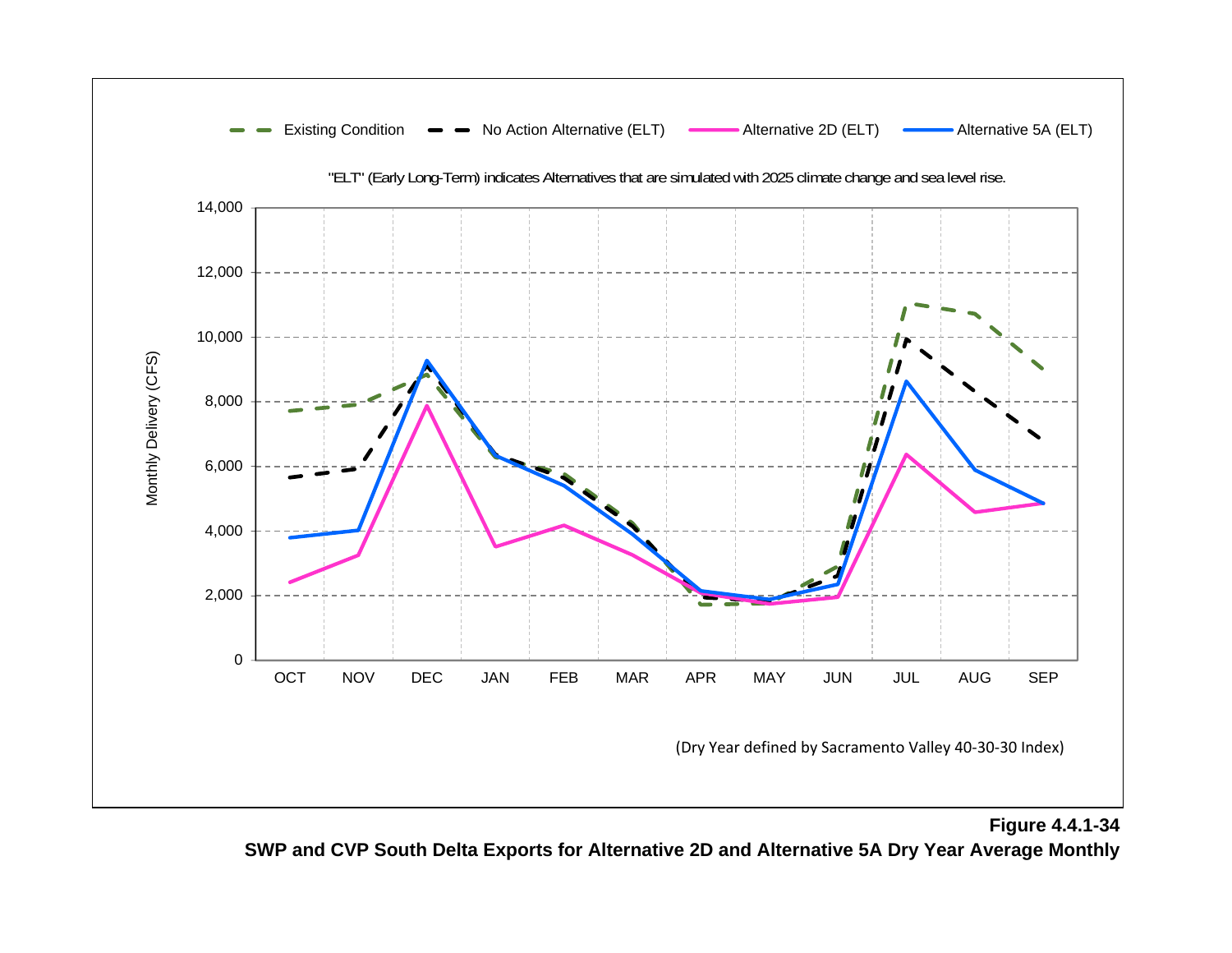Existing Condition
No Action Alternative (ELT)
Alternative 2D (ELT)
Alternative 5A (ELT)

"ELT" (Early Long-Term) indicates Alternatives that are simulated with 2025 climate change and sea level rise.

Monthly Delivery (CFS)

14,000
12,000
10,000
8,000
6,000
4,000
2,000
0

OCT NOV DEC JAN FEB MAR APR MAY JUN JUL AUG SEP

(Dry Year defined by Sacramento Valley 40-30-30 Index)

**Figure 4.4.1-34**
**SWP and CVP South Delta Exports for Alternative 2D and Alternative 5A Dry Year Average Monthly**